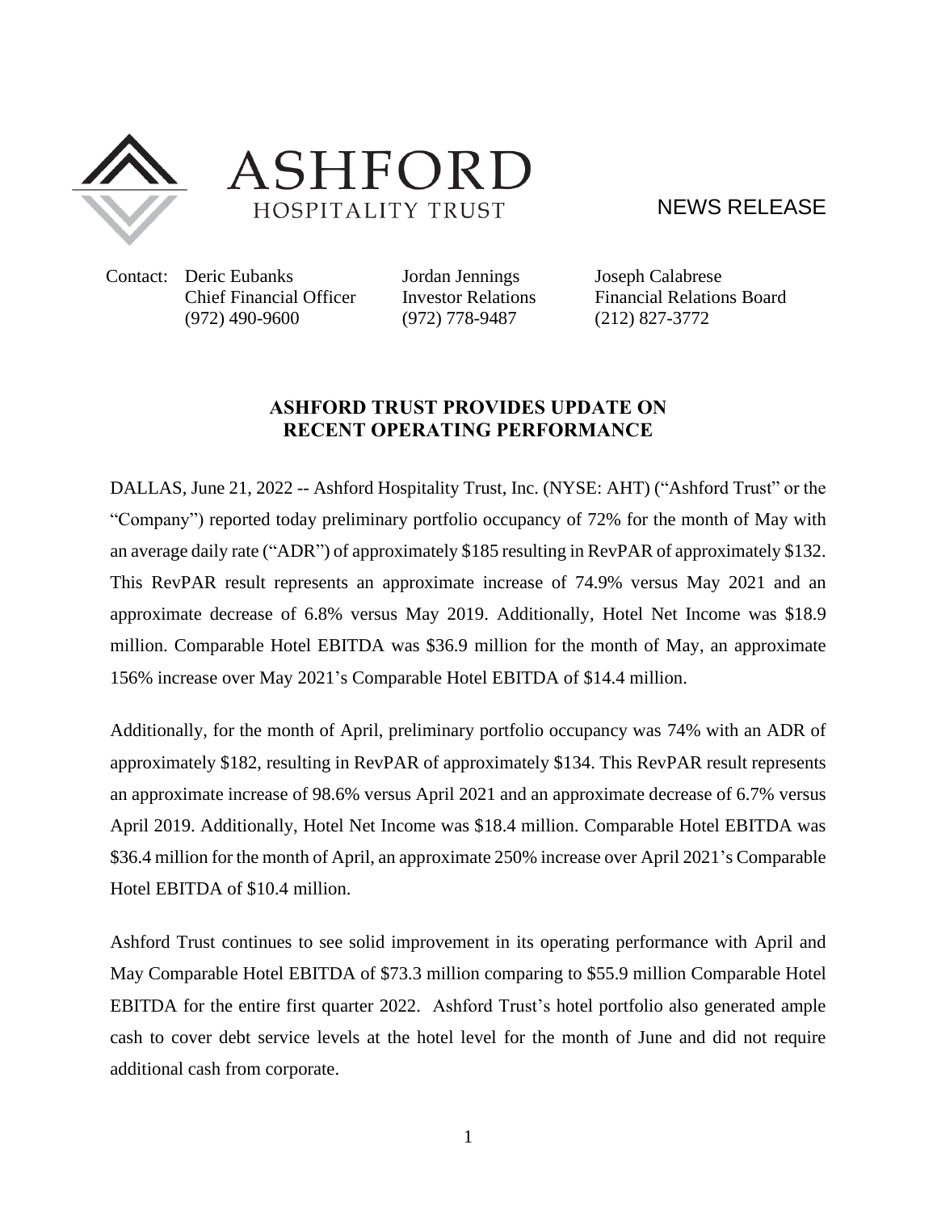ASHFORD
HOSPITALITY TRUST

NEWS RELEASE

| Contact: | Deric Eubanks | Jordan Jennings | Joseph Calabrese |
| --- | --- | --- | --- |
| | Chief Financial Officer | Investor Relations | Financial Relations Board |
| | (972) 490-9600 | (972) 778-9487 | (212) 827-3772 |

## ASHFORD TRUST PROVIDES UPDATE ON RECENT OPERATING PERFORMANCE

DALLAS, June 21, 2022 -- Ashford Hospitality Trust, Inc. (NYSE: AHT) ("Ashford Trust" or the "Company") reported today preliminary portfolio occupancy of 72% for the month of May with an average daily rate ("ADR") of approximately $185 resulting in RevPAR of approximately $132. This RevPAR result represents an approximate increase of 74.9% versus May 2021 and an approximate decrease of 6.8% versus May 2019. Additionally, Hotel Net Income was $18.9 million. Comparable Hotel EBITDA was $36.9 million for the month of May, an approximate 156% increase over May 2021's Comparable Hotel EBITDA of $14.4 million.

Additionally, for the month of April, preliminary portfolio occupancy was 74% with an ADR of approximately $182, resulting in RevPAR of approximately $134. This RevPAR result represents an approximate increase of 98.6% versus April 2021 and an approximate decrease of 6.7% versus April 2019. Additionally, Hotel Net Income was $18.4 million. Comparable Hotel EBITDA was $36.4 million for the month of April, an approximate 250% increase over April 2021's Comparable Hotel EBITDA of $10.4 million.

Ashford Trust continues to see solid improvement in its operating performance with April and May Comparable Hotel EBITDA of $73.3 million comparing to $55.9 million Comparable Hotel EBITDA for the entire first quarter 2022. Ashford Trust's hotel portfolio also generated ample cash to cover debt service levels at the hotel level for the month of June and did not require additional cash from corporate.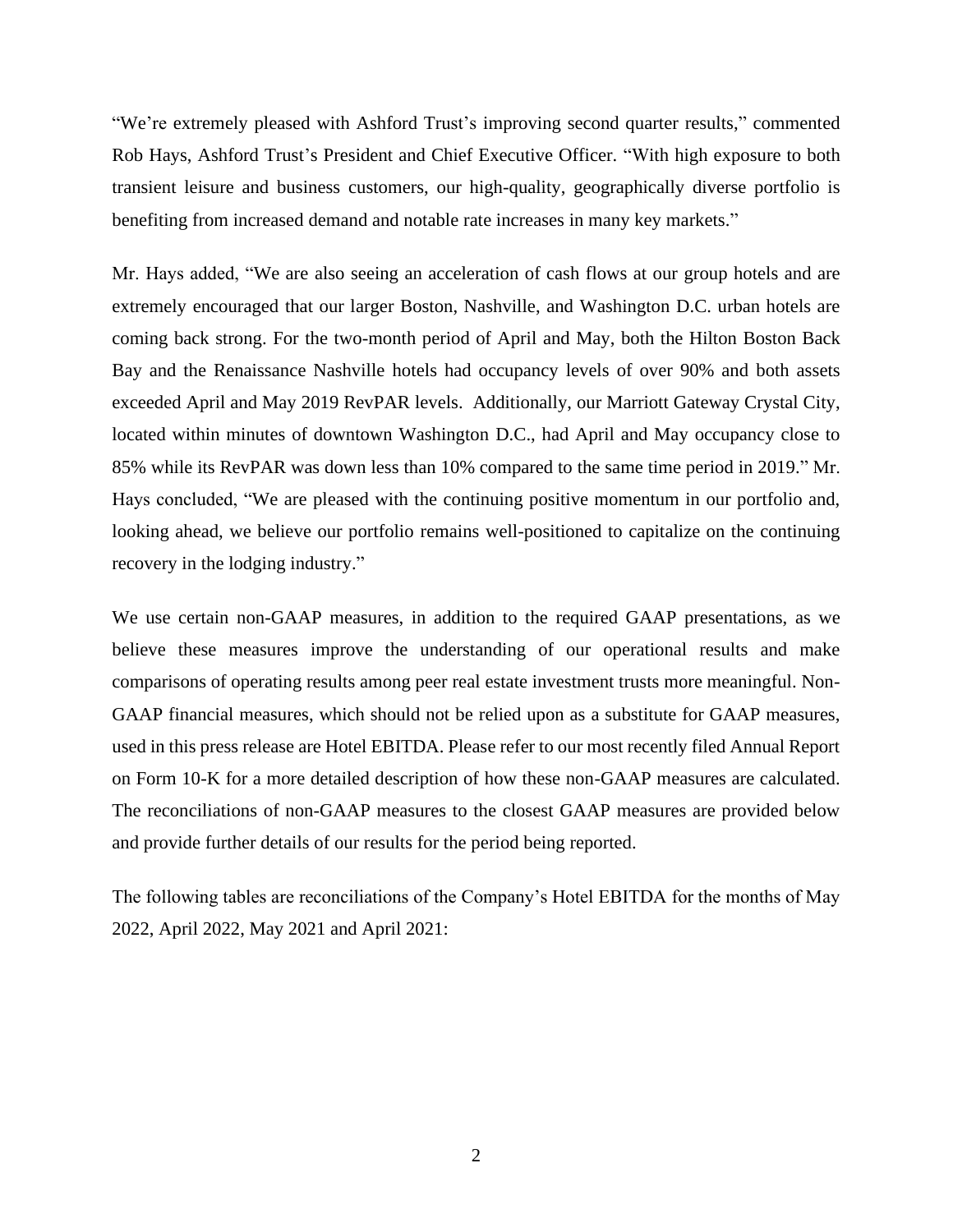"We're extremely pleased with Ashford Trust's improving second quarter results," commented Rob Hays, Ashford Trust's President and Chief Executive Officer. "With high exposure to both transient leisure and business customers, our high-quality, geographically diverse portfolio is benefiting from increased demand and notable rate increases in many key markets."

Mr. Hays added, "We are also seeing an acceleration of cash flows at our group hotels and are extremely encouraged that our larger Boston, Nashville, and Washington D.C. urban hotels are coming back strong. For the two-month period of April and May, both the Hilton Boston Back Bay and the Renaissance Nashville hotels had occupancy levels of over 90% and both assets exceeded April and May 2019 RevPAR levels. Additionally, our Marriott Gateway Crystal City, located within minutes of downtown Washington D.C., had April and May occupancy close to 85% while its RevPAR was down less than 10% compared to the same time period in 2019." Mr. Hays concluded, "We are pleased with the continuing positive momentum in our portfolio and, looking ahead, we believe our portfolio remains well-positioned to capitalize on the continuing recovery in the lodging industry."

We use certain non-GAAP measures, in addition to the required GAAP presentations, as we believe these measures improve the understanding of our operational results and make comparisons of operating results among peer real estate investment trusts more meaningful. Non-GAAP financial measures, which should not be relied upon as a substitute for GAAP measures, used in this press release are Hotel EBITDA. Please refer to our most recently filed Annual Report on Form 10-K for a more detailed description of how these non-GAAP measures are calculated. The reconciliations of non-GAAP measures to the closest GAAP measures are provided below and provide further details of our results for the period being reported.

The following tables are reconciliations of the Company's Hotel EBITDA for the months of May 2022, April 2022, May 2021 and April 2021: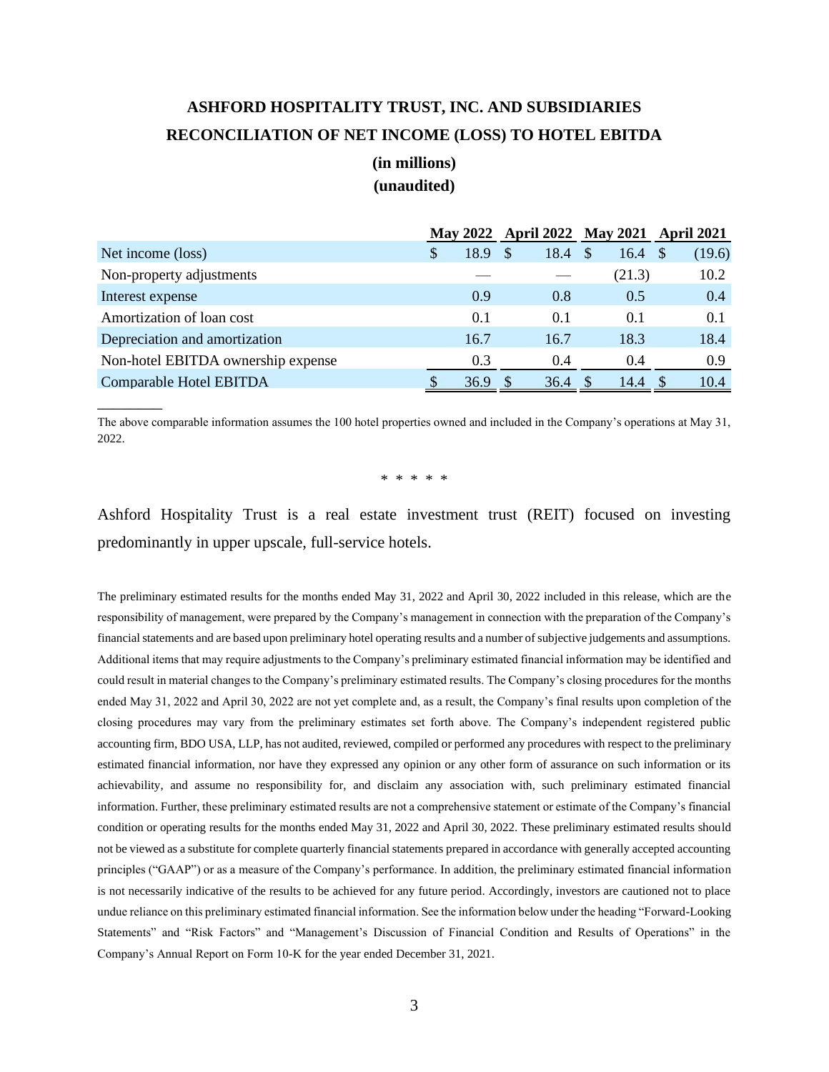# ASHFORD HOSPITALITY TRUST, INC. AND SUBSIDIARIES

## RECONCILIATION OF NET INCOME (LOSS) TO HOTEL EBITDA

**(in millions)**
**(unaudited)**

| | May 2022 | April 2022 | May 2021 | April 2021 |
|---|---|---|---|---|
| Net income (loss) | $ 18.9 | $ 18.4 | $ 16.4 | $ (19.6) |
| Non-property adjustments | — | — | (21.3) | 10.2 |
| Interest expense | 0.9 | 0.8 | 0.5 | 0.4 |
| Amortization of loan cost | 0.1 | 0.1 | 0.1 | 0.1 |
| Depreciation and amortization | 16.7 | 16.7 | 18.3 | 18.4 |
| Non-hotel EBITDA ownership expense | 0.3 | 0.4 | 0.4 | 0.9 |
| Comparable Hotel EBITDA | $ 36.9 | $ 36.4 | $ 14.4 | $ 10.4 |

The above comparable information assumes the 100 hotel properties owned and included in the Company's operations at May 31, 2022.

\* \* \* \* \*

Ashford Hospitality Trust is a real estate investment trust (REIT) focused on investing predominantly in upper upscale, full-service hotels.

The preliminary estimated results for the months ended May 31, 2022 and April 30, 2022 included in this release, which are the responsibility of management, were prepared by the Company's management in connection with the preparation of the Company's financial statements and are based upon preliminary hotel operating results and a number of subjective judgements and assumptions. Additional items that may require adjustments to the Company's preliminary estimated financial information may be identified and could result in material changes to the Company's preliminary estimated results. The Company's closing procedures for the months ended May 31, 2022 and April 30, 2022 are not yet complete and, as a result, the Company's final results upon completion of the closing procedures may vary from the preliminary estimates set forth above. The Company's independent registered public accounting firm, BDO USA, LLP, has not audited, reviewed, compiled or performed any procedures with respect to the preliminary estimated financial information, nor have they expressed any opinion or any other form of assurance on such information or its achievability, and assume no responsibility for, and disclaim any association with, such preliminary estimated financial information. Further, these preliminary estimated results are not a comprehensive statement or estimate of the Company's financial condition or operating results for the months ended May 31, 2022 and April 30, 2022. These preliminary estimated results should not be viewed as a substitute for complete quarterly financial statements prepared in accordance with generally accepted accounting principles ("GAAP") or as a measure of the Company's performance. In addition, the preliminary estimated financial information is not necessarily indicative of the results to be achieved for any future period. Accordingly, investors are cautioned not to place undue reliance on this preliminary estimated financial information. See the information below under the heading "Forward-Looking Statements" and "Risk Factors" and "Management's Discussion of Financial Condition and Results of Operations" in the Company's Annual Report on Form 10-K for the year ended December 31, 2021.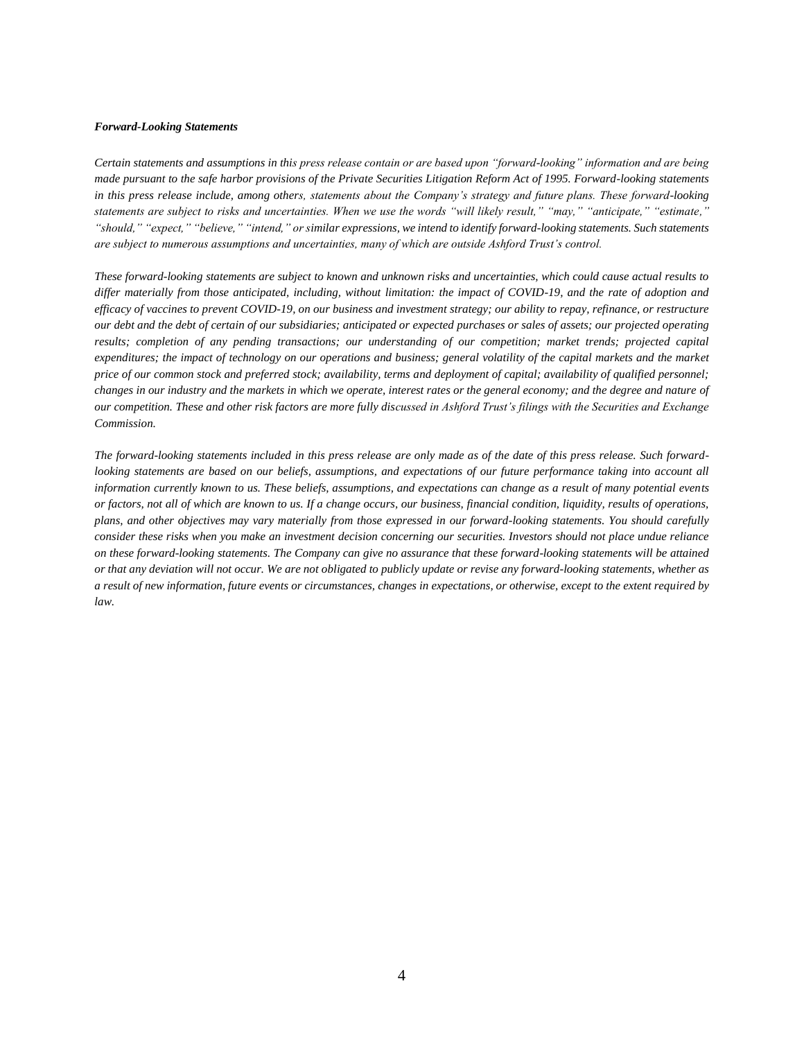***Forward-Looking Statements***

*Certain statements and assumptions in this press release contain or are based upon "forward-looking" information and are being made pursuant to the safe harbor provisions of the Private Securities Litigation Reform Act of 1995. Forward-looking statements in this press release include, among others, statements about the Company's strategy and future plans. These forward-looking statements are subject to risks and uncertainties. When we use the words "will likely result," "may," "anticipate," "estimate," "should," "expect," "believe," "intend," or similar expressions, we intend to identify forward-looking statements. Such statements are subject to numerous assumptions and uncertainties, many of which are outside Ashford Trust's control.*

*These forward-looking statements are subject to known and unknown risks and uncertainties, which could cause actual results to differ materially from those anticipated, including, without limitation: the impact of COVID-19, and the rate of adoption and efficacy of vaccines to prevent COVID-19, on our business and investment strategy; our ability to repay, refinance, or restructure our debt and the debt of certain of our subsidiaries; anticipated or expected purchases or sales of assets; our projected operating results; completion of any pending transactions; our understanding of our competition; market trends; projected capital expenditures; the impact of technology on our operations and business; general volatility of the capital markets and the market price of our common stock and preferred stock; availability, terms and deployment of capital; availability of qualified personnel; changes in our industry and the markets in which we operate, interest rates or the general economy; and the degree and nature of our competition. These and other risk factors are more fully discussed in Ashford Trust's filings with the Securities and Exchange Commission.*

*The forward-looking statements included in this press release are only made as of the date of this press release. Such forward-looking statements are based on our beliefs, assumptions, and expectations of our future performance taking into account all information currently known to us. These beliefs, assumptions, and expectations can change as a result of many potential events or factors, not all of which are known to us. If a change occurs, our business, financial condition, liquidity, results of operations, plans, and other objectives may vary materially from those expressed in our forward-looking statements. You should carefully consider these risks when you make an investment decision concerning our securities. Investors should not place undue reliance on these forward-looking statements. The Company can give no assurance that these forward-looking statements will be attained or that any deviation will not occur. We are not obligated to publicly update or revise any forward-looking statements, whether as a result of new information, future events or circumstances, changes in expectations, or otherwise, except to the extent required by law.*